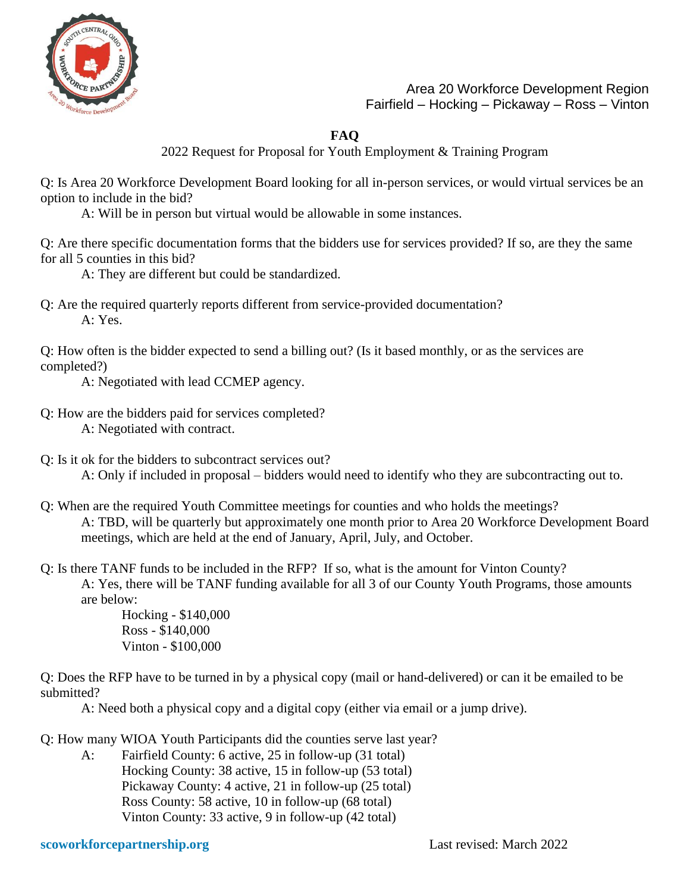Area 20 Workforce Development Region
Fairfield – Hocking – Pickaway – Ross – Vinton

# FAQ

2022 Request for Proposal for Youth Employment & Training Program

Q: Is Area 20 Workforce Development Board looking for all in-person services, or would virtual services be an option to include in the bid?

A: Will be in person but virtual would be allowable in some instances.

Q: Are there specific documentation forms that the bidders use for services provided? If so, are they the same for all 5 counties in this bid?

A: They are different but could be standardized.

Q: Are the required quarterly reports different from service-provided documentation?

A: Yes.

Q: How often is the bidder expected to send a billing out? (Is it based monthly, or as the services are completed?)

A: Negotiated with lead CCMEP agency.

Q: How are the bidders paid for services completed?

A: Negotiated with contract.

Q: Is it ok for the bidders to subcontract services out?

A: Only if included in proposal – bidders would need to identify who they are subcontracting out to.

Q: When are the required Youth Committee meetings for counties and who holds the meetings?

A: TBD, will be quarterly but approximately one month prior to Area 20 Workforce Development Board meetings, which are held at the end of January, April, July, and October.

Q: Is there TANF funds to be included in the RFP? If so, what is the amount for Vinton County?

A: Yes, there will be TANF funding available for all 3 of our County Youth Programs, those amounts are below:

Hocking - $140,000
Ross - $140,000
Vinton - $100,000

Q: Does the RFP have to be turned in by a physical copy (mail or hand-delivered) or can it be emailed to be submitted?

A: Need both a physical copy and a digital copy (either via email or a jump drive).

Q: How many WIOA Youth Participants did the counties serve last year?

A: Fairfield County: 6 active, 25 in follow-up (31 total)
Hocking County: 38 active, 15 in follow-up (53 total)
Pickaway County: 4 active, 21 in follow-up (25 total)
Ross County: 58 active, 10 in follow-up (68 total)
Vinton County: 33 active, 9 in follow-up (42 total)

scoworkforcepartnership.org

Last revised: March 2022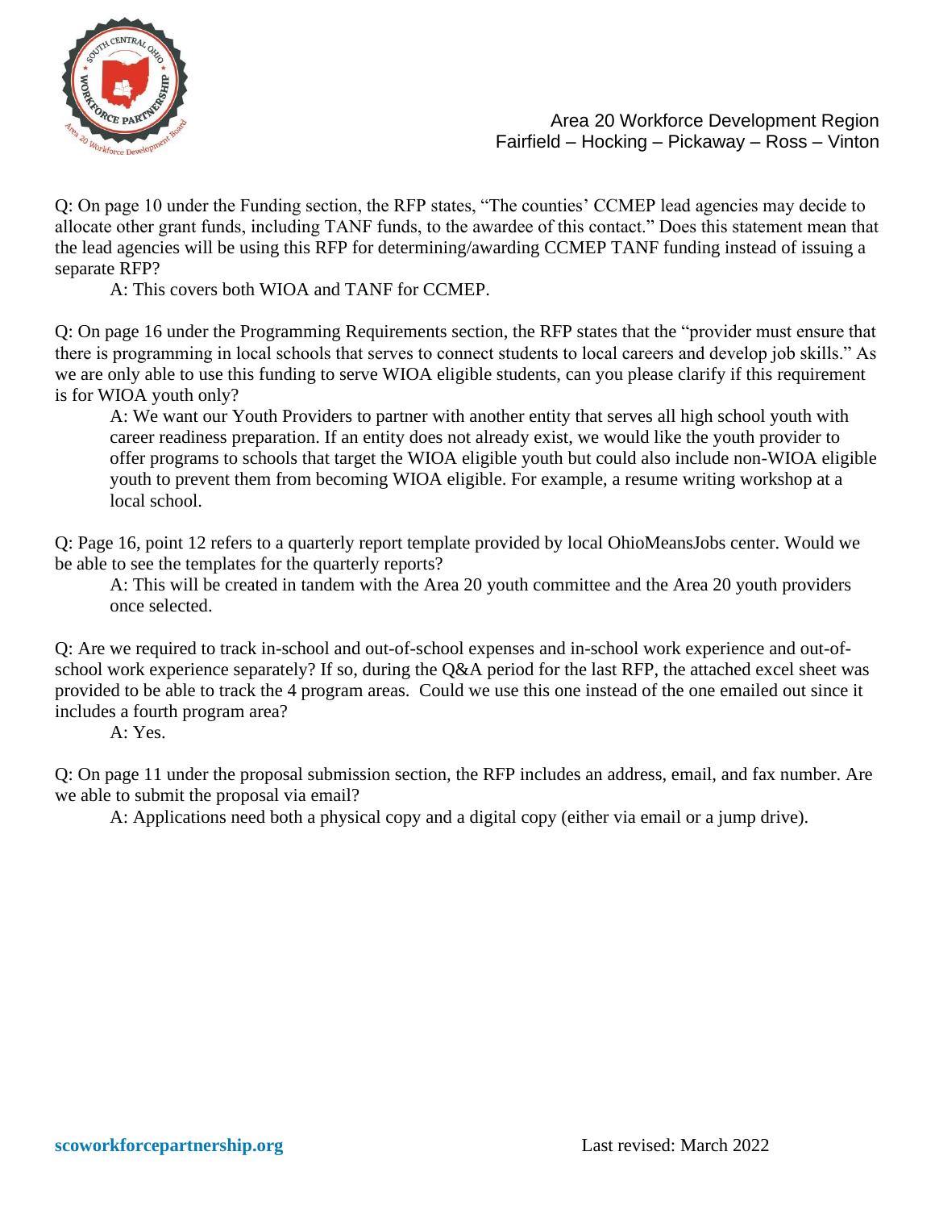Area 20 Workforce Development Region
Fairfield – Hocking – Pickaway – Ross – Vinton

Q: On page 10 under the Funding section, the RFP states, "The counties' CCMEP lead agencies may decide to allocate other grant funds, including TANF funds, to the awardee of this contact." Does this statement mean that the lead agencies will be using this RFP for determining/awarding CCMEP TANF funding instead of issuing a separate RFP?

> A: This covers both WIOA and TANF for CCMEP.

Q: On page 16 under the Programming Requirements section, the RFP states that the "provider must ensure that there is programming in local schools that serves to connect students to local careers and develop job skills." As we are only able to use this funding to serve WIOA eligible students, can you please clarify if this requirement is for WIOA youth only?

> A: We want our Youth Providers to partner with another entity that serves all high school youth with career readiness preparation. If an entity does not already exist, we would like the youth provider to offer programs to schools that target the WIOA eligible youth but could also include non-WIOA eligible youth to prevent them from becoming WIOA eligible. For example, a resume writing workshop at a local school.

Q: Page 16, point 12 refers to a quarterly report template provided by local OhioMeansJobs center. Would we be able to see the templates for the quarterly reports?

> A: This will be created in tandem with the Area 20 youth committee and the Area 20 youth providers once selected.

Q: Are we required to track in-school and out-of-school expenses and in-school work experience and out-of-school work experience separately? If so, during the Q&A period for the last RFP, the attached excel sheet was provided to be able to track the 4 program areas. Could we use this one instead of the one emailed out since it includes a fourth program area?

> A: Yes.

Q: On page 11 under the proposal submission section, the RFP includes an address, email, and fax number. Are we able to submit the proposal via email?

> A: Applications need both a physical copy and a digital copy (either via email or a jump drive).

**scoworkforcepartnership.org** Last revised: March 2022